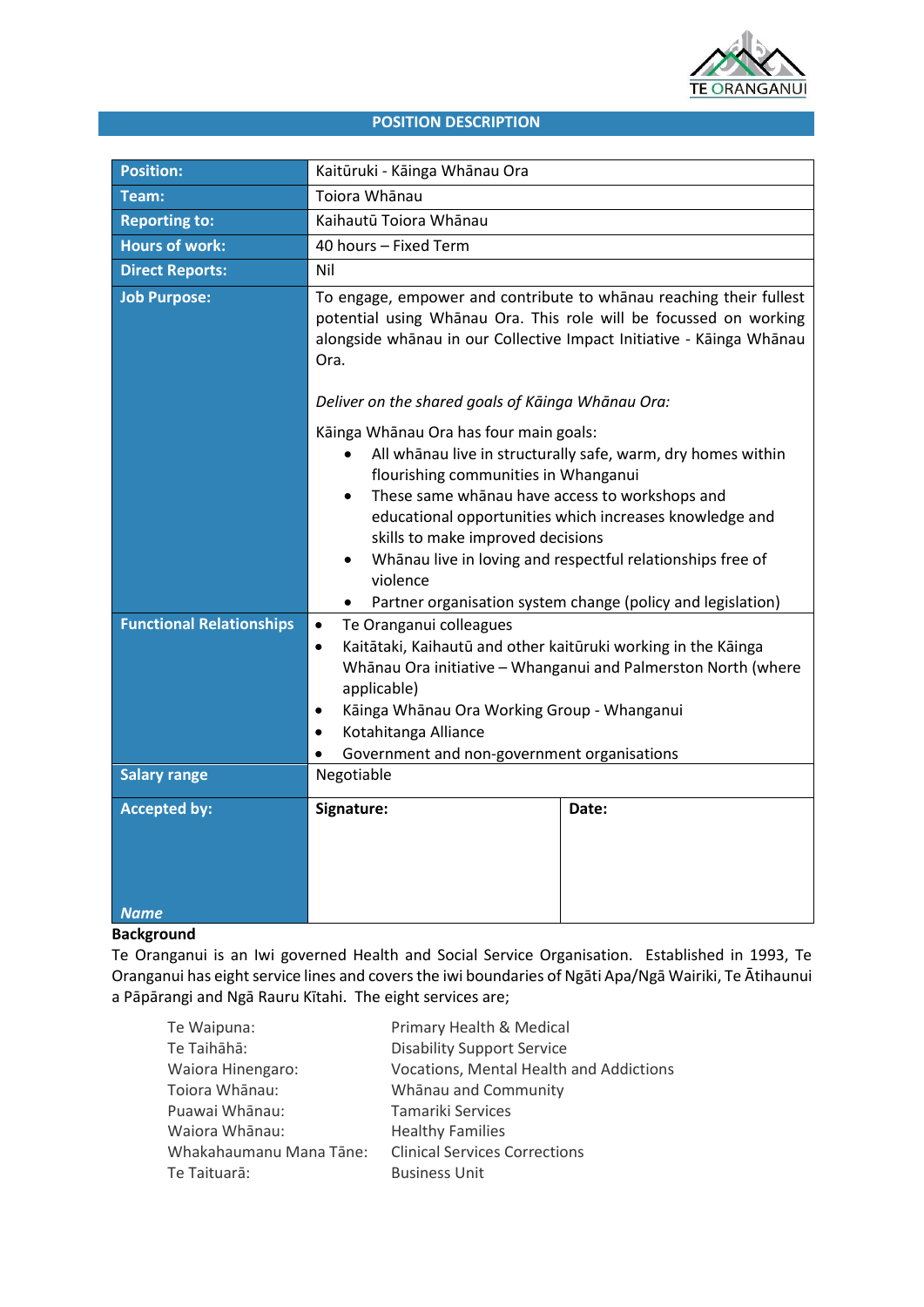TE ORANGANUI

# POSITION DESCRIPTION

| | | |
|---|---|---|
| **Position:** | Kaitūruki - Kāinga Whānau Ora | |
| **Team:** | Toiora Whānau | |
| **Reporting to:** | Kaihautū Toiora Whānau | |
| **Hours of work:** | 40 hours – Fixed Term | |
| **Direct Reports:** | Nil | |
| **Job Purpose:** | To engage, empower and contribute to whānau reaching their fullest potential using Whānau Ora. This role will be focussed on working alongside whānau in our Collective Impact Initiative - Kāinga Whānau Ora.<br><br>*Deliver on the shared goals of Kāinga Whānau Ora:*<br><br>Kāinga Whānau Ora has four main goals:<br>• All whānau live in structurally safe, warm, dry homes within flourishing communities in Whanganui<br>• These same whānau have access to workshops and educational opportunities which increases knowledge and skills to make improved decisions<br>• Whānau live in loving and respectful relationships free of violence<br>• Partner organisation system change (policy and legislation) | |
| **Functional Relationships** | • Te Oranganui colleagues<br>• Kaitātaki, Kaihautū and other kaitūruki working in the Kāinga Whānau Ora initiative – Whanganui and Palmerston North (where applicable)<br>• Kāinga Whānau Ora Working Group - Whanganui<br>• Kotahitanga Alliance<br>• Government and non-government organisations | |
| **Salary range** | Negotiable | |
| **Accepted by:**<br><br>***Name*** | **Signature:** | **Date:** |

**Background**

Te Oranganui is an Iwi governed Health and Social Service Organisation. Established in 1993, Te Oranganui has eight service lines and covers the iwi boundaries of Ngāti Apa/Ngā Wairiki, Te Ātihaunui a Pāpārangi and Ngā Rauru Kītahi. The eight services are;

| | |
|---|---|
| Te Waipuna: | Primary Health & Medical |
| Te Taihāhā: | Disability Support Service |
| Waiora Hinengaro: | Vocations, Mental Health and Addictions |
| Toiora Whānau: | Whānau and Community |
| Puawai Whānau: | Tamariki Services |
| Waiora Whānau: | Healthy Families |
| Whakahaumanu Mana Tāne: | Clinical Services Corrections |
| Te Taituarā: | Business Unit |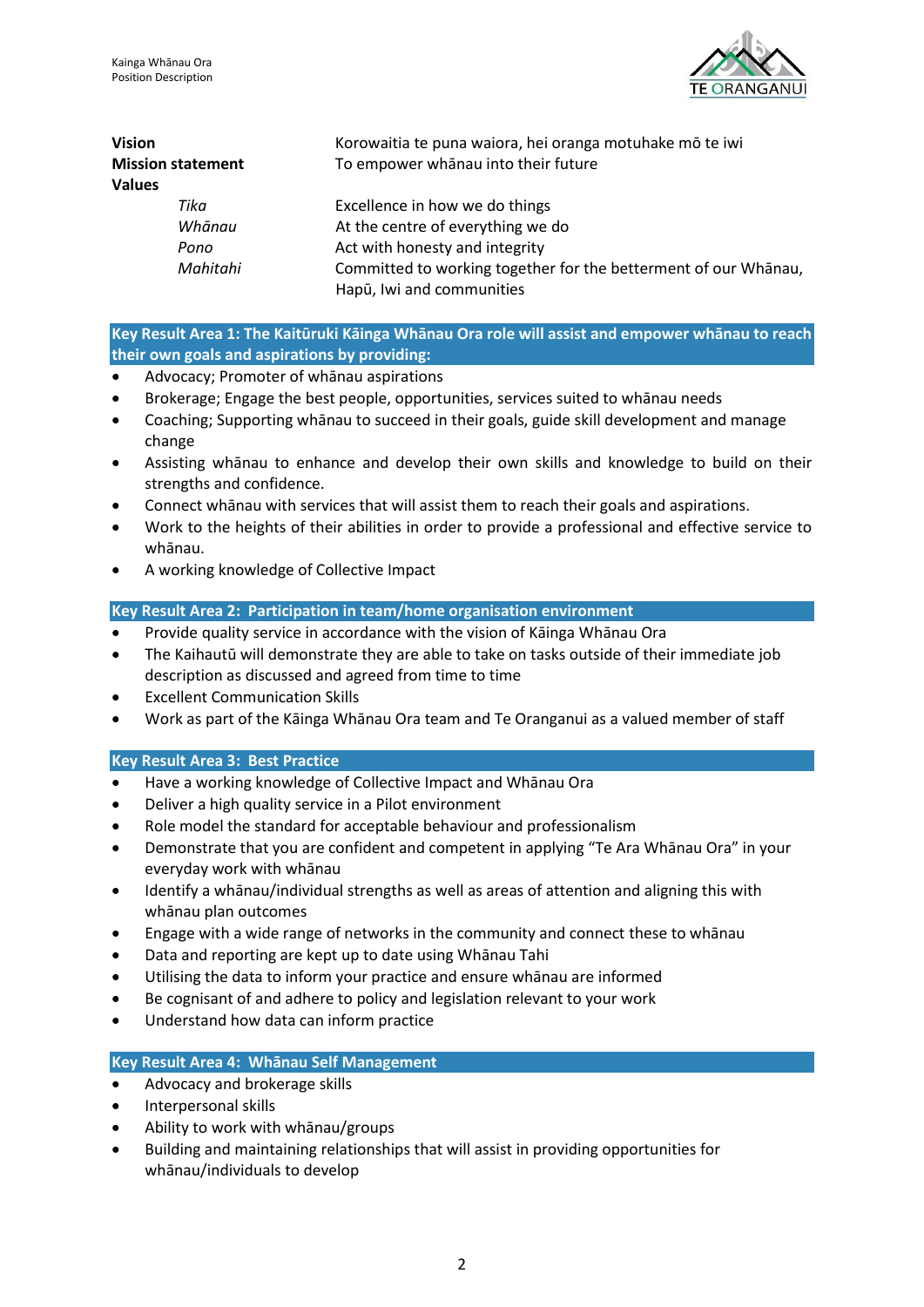| **Vision** | Korowaitia te puna waiora, hei oranga motuhake mō te iwi |
| --- | --- |
| **Mission statement** | To empower whānau into their future |
| **Values** | |
| *Tika* | Excellence in how we do things |
| *Whānau* | At the centre of everything we do |
| *Pono* | Act with honesty and integrity |
| *Mahitahi* | Committed to working together for the betterment of our Whānau, Hapū, Iwi and communities |

## Key Result Area 1: The Kaitūruki Kāinga Whānau Ora role will assist and empower whānau to reach their own goals and aspirations by providing:

- Advocacy; Promoter of whānau aspirations
- Brokerage; Engage the best people, opportunities, services suited to whānau needs
- Coaching; Supporting whānau to succeed in their goals, guide skill development and manage change
- Assisting whānau to enhance and develop their own skills and knowledge to build on their strengths and confidence.
- Connect whānau with services that will assist them to reach their goals and aspirations.
- Work to the heights of their abilities in order to provide a professional and effective service to whānau.
- A working knowledge of Collective Impact

## Key Result Area 2: Participation in team/home organisation environment

- Provide quality service in accordance with the vision of Kāinga Whānau Ora
- The Kaihautū will demonstrate they are able to take on tasks outside of their immediate job description as discussed and agreed from time to time
- Excellent Communication Skills
- Work as part of the Kāinga Whānau Ora team and Te Oranganui as a valued member of staff

## Key Result Area 3: Best Practice

- Have a working knowledge of Collective Impact and Whānau Ora
- Deliver a high quality service in a Pilot environment
- Role model the standard for acceptable behaviour and professionalism
- Demonstrate that you are confident and competent in applying "Te Ara Whānau Ora" in your everyday work with whānau
- Identify a whānau/individual strengths as well as areas of attention and aligning this with whānau plan outcomes
- Engage with a wide range of networks in the community and connect these to whānau
- Data and reporting are kept up to date using Whānau Tahi
- Utilising the data to inform your practice and ensure whānau are informed
- Be cognisant of and adhere to policy and legislation relevant to your work
- Understand how data can inform practice

## Key Result Area 4: Whānau Self Management

- Advocacy and brokerage skills
- Interpersonal skills
- Ability to work with whānau/groups
- Building and maintaining relationships that will assist in providing opportunities for whānau/individuals to develop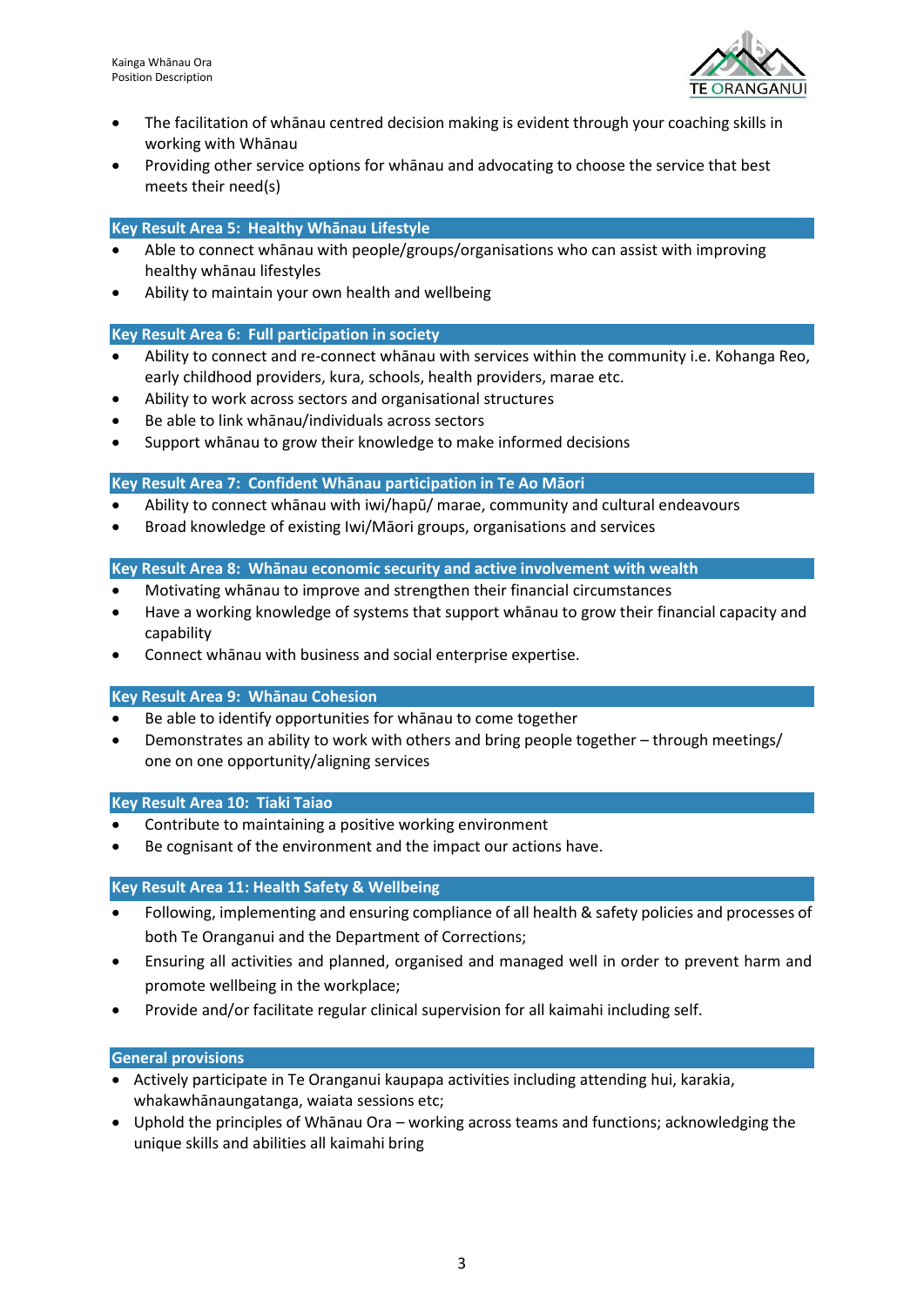- The facilitation of whānau centred decision making is evident through your coaching skills in working with Whānau
- Providing other service options for whānau and advocating to choose the service that best meets their need(s)

### Key Result Area 5: Healthy Whānau Lifestyle

- Able to connect whānau with people/groups/organisations who can assist with improving healthy whānau lifestyles
- Ability to maintain your own health and wellbeing

### Key Result Area 6: Full participation in society

- Ability to connect and re-connect whānau with services within the community i.e. Kohanga Reo, early childhood providers, kura, schools, health providers, marae etc.
- Ability to work across sectors and organisational structures
- Be able to link whānau/individuals across sectors
- Support whānau to grow their knowledge to make informed decisions

### Key Result Area 7: Confident Whānau participation in Te Ao Māori

- Ability to connect whānau with iwi/hapū/ marae, community and cultural endeavours
- Broad knowledge of existing Iwi/Māori groups, organisations and services

### Key Result Area 8: Whānau economic security and active involvement with wealth

- Motivating whānau to improve and strengthen their financial circumstances
- Have a working knowledge of systems that support whānau to grow their financial capacity and capability
- Connect whānau with business and social enterprise expertise.

### Key Result Area 9: Whānau Cohesion

- Be able to identify opportunities for whānau to come together
- Demonstrates an ability to work with others and bring people together – through meetings/ one on one opportunity/aligning services

### Key Result Area 10: Tiaki Taiao

- Contribute to maintaining a positive working environment
- Be cognisant of the environment and the impact our actions have.

### Key Result Area 11: Health Safety & Wellbeing

- Following, implementing and ensuring compliance of all health & safety policies and processes of both Te Oranganui and the Department of Corrections;
- Ensuring all activities and planned, organised and managed well in order to prevent harm and promote wellbeing in the workplace;
- Provide and/or facilitate regular clinical supervision for all kaimahi including self.

### General provisions

- Actively participate in Te Oranganui kaupapa activities including attending hui, karakia, whakawhānaungatanga, waiata sessions etc;
- Uphold the principles of Whānau Ora – working across teams and functions; acknowledging the unique skills and abilities all kaimahi bring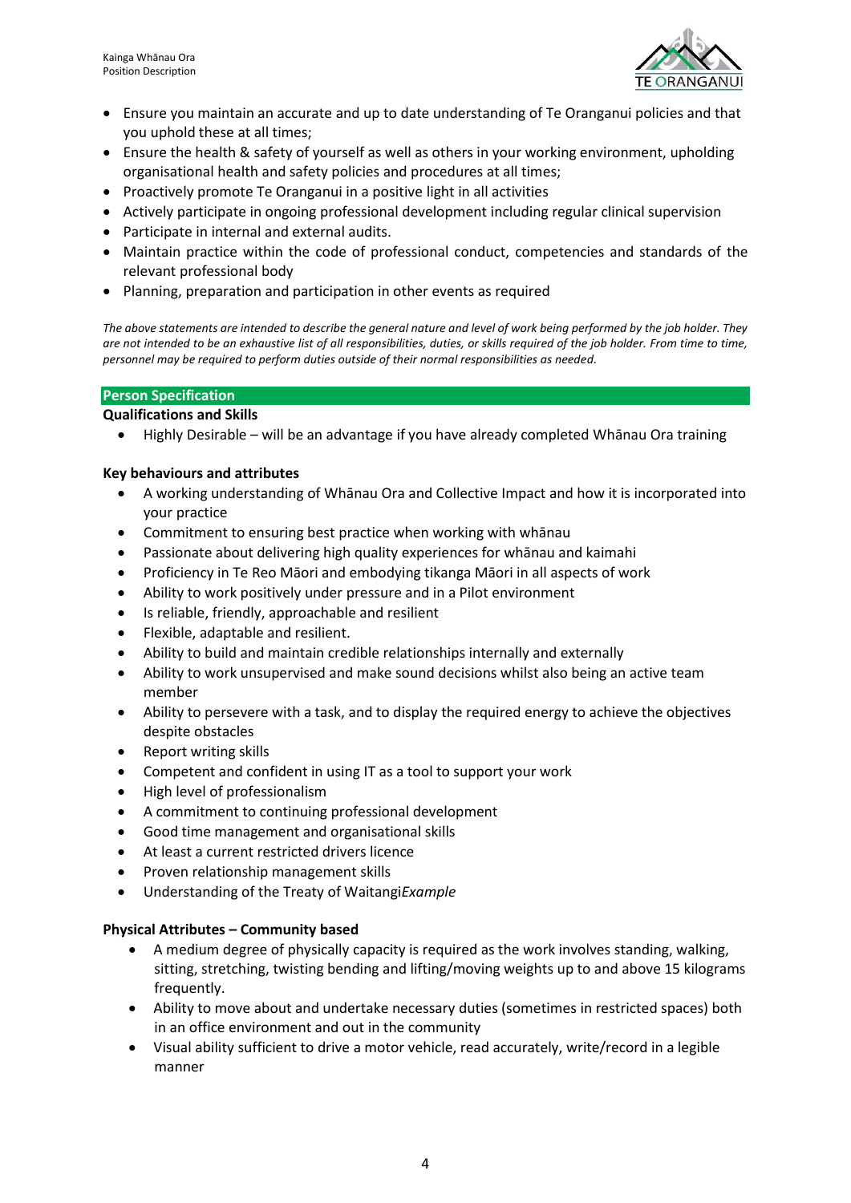- Ensure you maintain an accurate and up to date understanding of Te Oranganui policies and that you uphold these at all times;
- Ensure the health & safety of yourself as well as others in your working environment, upholding organisational health and safety policies and procedures at all times;
- Proactively promote Te Oranganui in a positive light in all activities
- Actively participate in ongoing professional development including regular clinical supervision
- Participate in internal and external audits.
- Maintain practice within the code of professional conduct, competencies and standards of the relevant professional body
- Planning, preparation and participation in other events as required

*The above statements are intended to describe the general nature and level of work being performed by the job holder. They are not intended to be an exhaustive list of all responsibilities, duties, or skills required of the job holder. From time to time, personnel may be required to perform duties outside of their normal responsibilities as needed.*

## Person Specification

**Qualifications and Skills**

- Highly Desirable – will be an advantage if you have already completed Whānau Ora training

**Key behaviours and attributes**

- A working understanding of Whānau Ora and Collective Impact and how it is incorporated into your practice
- Commitment to ensuring best practice when working with whānau
- Passionate about delivering high quality experiences for whānau and kaimahi
- Proficiency in Te Reo Māori and embodying tikanga Māori in all aspects of work
- Ability to work positively under pressure and in a Pilot environment
- Is reliable, friendly, approachable and resilient
- Flexible, adaptable and resilient.
- Ability to build and maintain credible relationships internally and externally
- Ability to work unsupervised and make sound decisions whilst also being an active team member
- Ability to persevere with a task, and to display the required energy to achieve the objectives despite obstacles
- Report writing skills
- Competent and confident in using IT as a tool to support your work
- High level of professionalism
- A commitment to continuing professional development
- Good time management and organisational skills
- At least a current restricted drivers licence
- Proven relationship management skills
- Understanding of the Treaty of Waitangi*Example*

**Physical Attributes – Community based**

- A medium degree of physically capacity is required as the work involves standing, walking, sitting, stretching, twisting bending and lifting/moving weights up to and above 15 kilograms frequently.
- Ability to move about and undertake necessary duties (sometimes in restricted spaces) both in an office environment and out in the community
- Visual ability sufficient to drive a motor vehicle, read accurately, write/record in a legible manner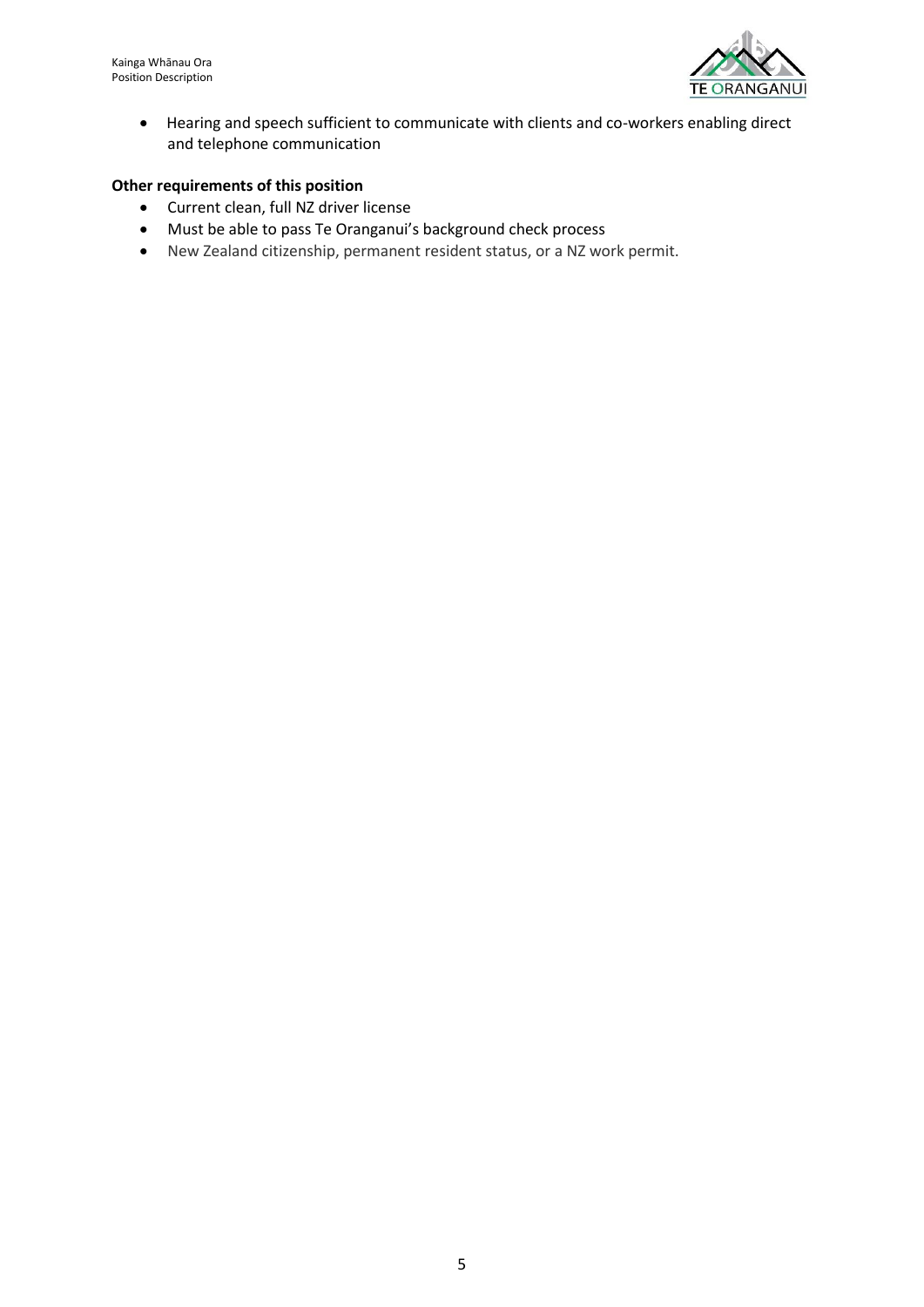- Hearing and speech sufficient to communicate with clients and co-workers enabling direct and telephone communication

**Other requirements of this position**

- Current clean, full NZ driver license
- Must be able to pass Te Oranganui's background check process
- New Zealand citizenship, permanent resident status, or a NZ work permit.